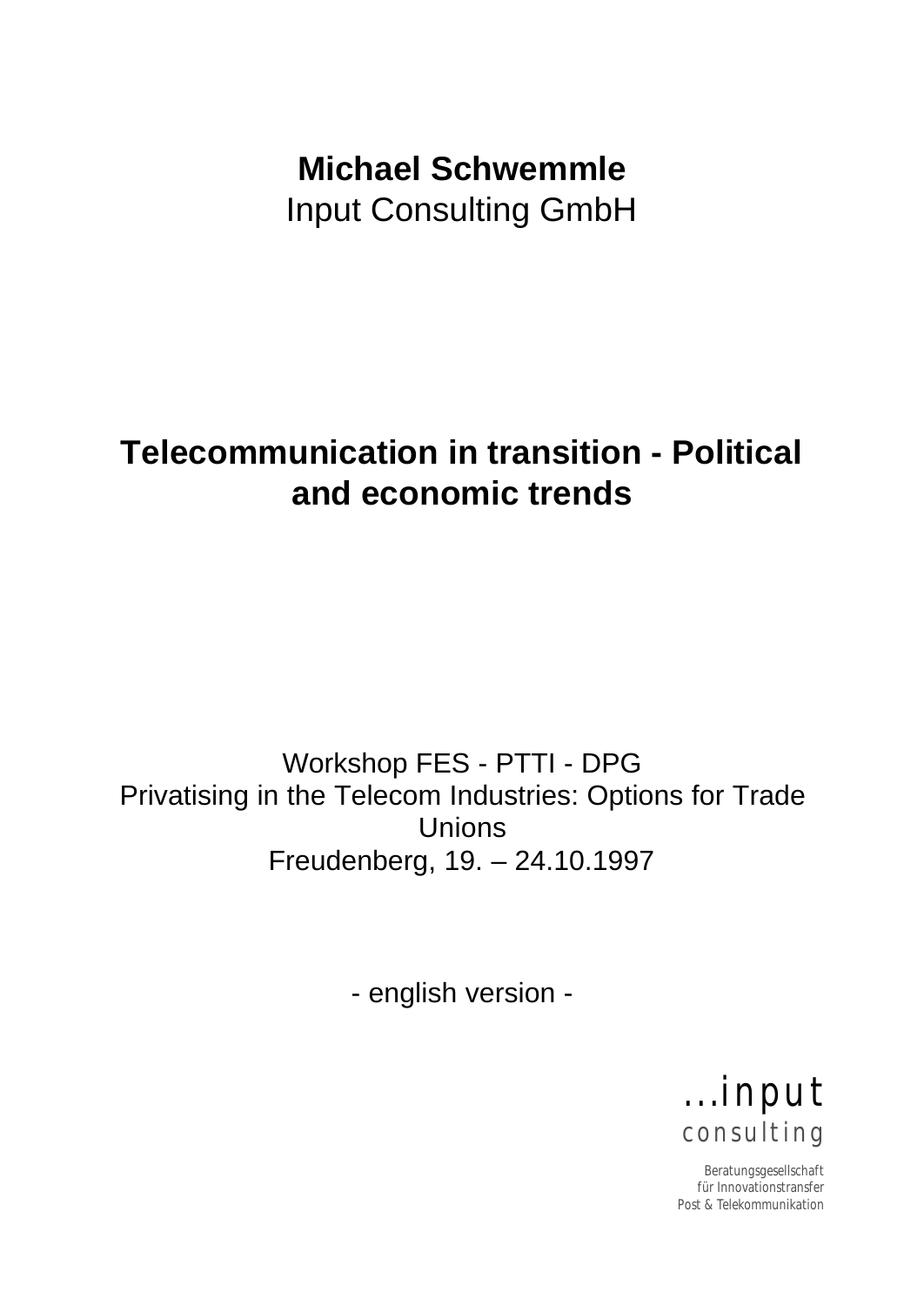**Michael Schwemmle**
Input Consulting GmbH

# Telecommunication in transition - Political and economic trends

Workshop FES - PTTI - DPG
Privatising in the Telecom Industries: Options for Trade Unions
Freudenberg, 19. – 24.10.1997

- english version -

...input
consulting

Beratungsgesellschaft
für Innovationstransfer
Post & Telekommunikation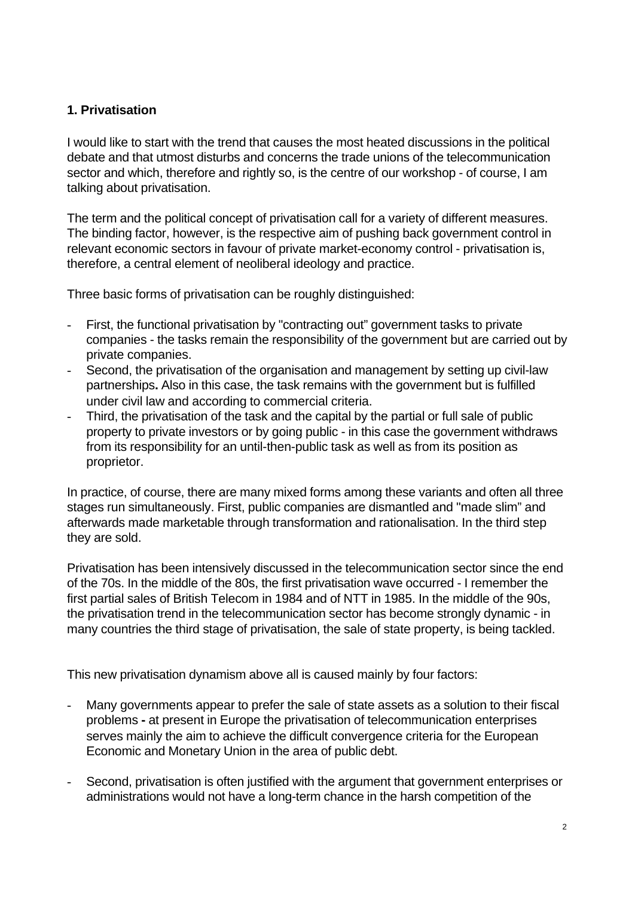## 1. Privatisation

I would like to start with the trend that causes the most heated discussions in the political debate and that utmost disturbs and concerns the trade unions of the telecommunication sector and which, therefore and rightly so, is the centre of our workshop - of course, I am talking about privatisation.

The term and the political concept of privatisation call for a variety of different measures. The binding factor, however, is the respective aim of pushing back government control in relevant economic sectors in favour of private market-economy control - privatisation is, therefore, a central element of neoliberal ideology and practice.

Three basic forms of privatisation can be roughly distinguished:

- First, the functional privatisation by "contracting out" government tasks to private companies - the tasks remain the responsibility of the government but are carried out by private companies.
- Second, the privatisation of the organisation and management by setting up civil-law partnerships**.** Also in this case, the task remains with the government but is fulfilled under civil law and according to commercial criteria.
- Third, the privatisation of the task and the capital by the partial or full sale of public property to private investors or by going public - in this case the government withdraws from its responsibility for an until-then-public task as well as from its position as proprietor.

In practice, of course, there are many mixed forms among these variants and often all three stages run simultaneously. First, public companies are dismantled and "made slim" and afterwards made marketable through transformation and rationalisation. In the third step they are sold.

Privatisation has been intensively discussed in the telecommunication sector since the end of the 70s. In the middle of the 80s, the first privatisation wave occurred - I remember the first partial sales of British Telecom in 1984 and of NTT in 1985. In the middle of the 90s, the privatisation trend in the telecommunication sector has become strongly dynamic - in many countries the third stage of privatisation, the sale of state property, is being tackled.

This new privatisation dynamism above all is caused mainly by four factors:

- Many governments appear to prefer the sale of state assets as a solution to their fiscal problems **-** at present in Europe the privatisation of telecommunication enterprises serves mainly the aim to achieve the difficult convergence criteria for the European Economic and Monetary Union in the area of public debt.

- Second, privatisation is often justified with the argument that government enterprises or administrations would not have a long-term chance in the harsh competition of the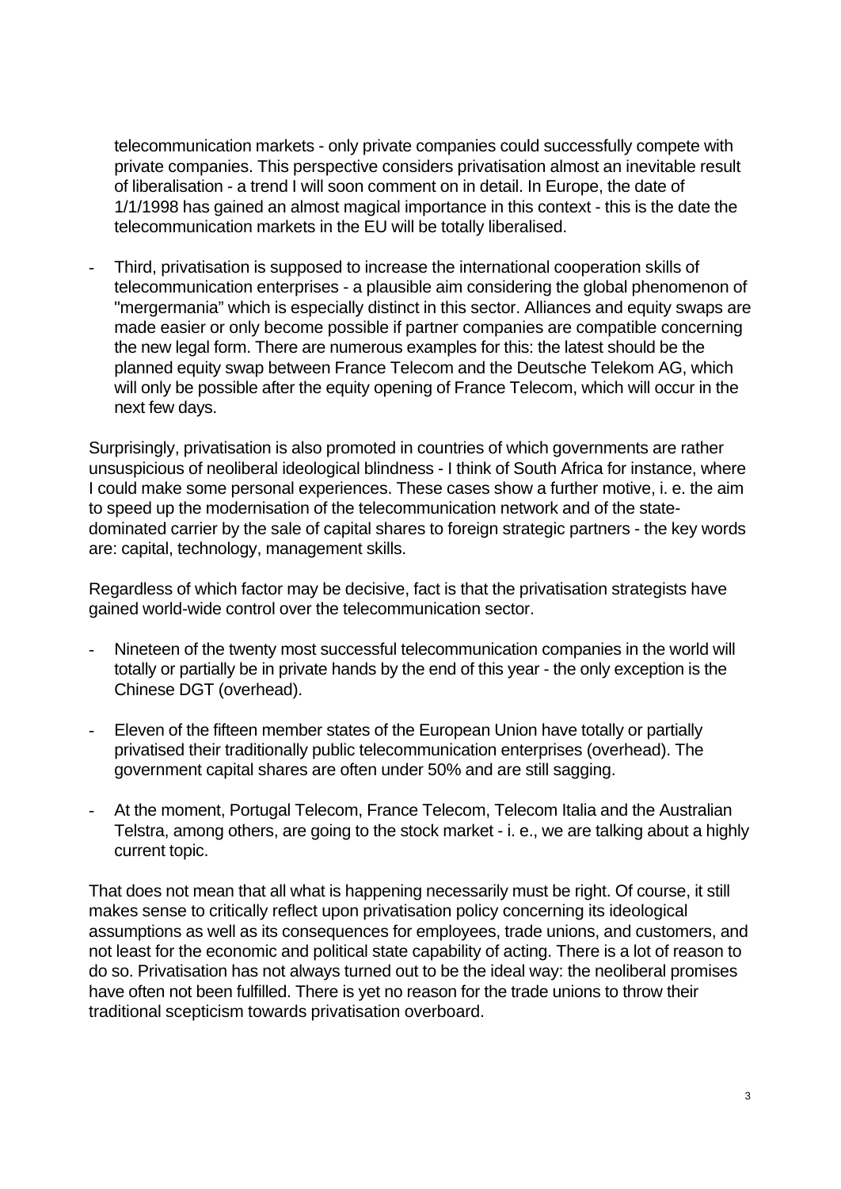telecommunication markets - only private companies could successfully compete with private companies. This perspective considers privatisation almost an inevitable result of liberalisation - a trend I will soon comment on in detail. In Europe, the date of 1/1/1998 has gained an almost magical importance in this context - this is the date the telecommunication markets in the EU will be totally liberalised.

- Third, privatisation is supposed to increase the international cooperation skills of telecommunication enterprises - a plausible aim considering the global phenomenon of "mergermania" which is especially distinct in this sector. Alliances and equity swaps are made easier or only become possible if partner companies are compatible concerning the new legal form. There are numerous examples for this: the latest should be the planned equity swap between France Telecom and the Deutsche Telekom AG, which will only be possible after the equity opening of France Telecom, which will occur in the next few days.

Surprisingly, privatisation is also promoted in countries of which governments are rather unsuspicious of neoliberal ideological blindness - I think of South Africa for instance, where I could make some personal experiences. These cases show a further motive, i. e. the aim to speed up the modernisation of the telecommunication network and of the state-dominated carrier by the sale of capital shares to foreign strategic partners - the key words are: capital, technology, management skills.

Regardless of which factor may be decisive, fact is that the privatisation strategists have gained world-wide control over the telecommunication sector.

- Nineteen of the twenty most successful telecommunication companies in the world will totally or partially be in private hands by the end of this year - the only exception is the Chinese DGT (overhead).
- Eleven of the fifteen member states of the European Union have totally or partially privatised their traditionally public telecommunication enterprises (overhead). The government capital shares are often under 50% and are still sagging.
- At the moment, Portugal Telecom, France Telecom, Telecom Italia and the Australian Telstra, among others, are going to the stock market - i. e., we are talking about a highly current topic.

That does not mean that all what is happening necessarily must be right. Of course, it still makes sense to critically reflect upon privatisation policy concerning its ideological assumptions as well as its consequences for employees, trade unions, and customers, and not least for the economic and political state capability of acting. There is a lot of reason to do so. Privatisation has not always turned out to be the ideal way: the neoliberal promises have often not been fulfilled. There is yet no reason for the trade unions to throw their traditional scepticism towards privatisation overboard.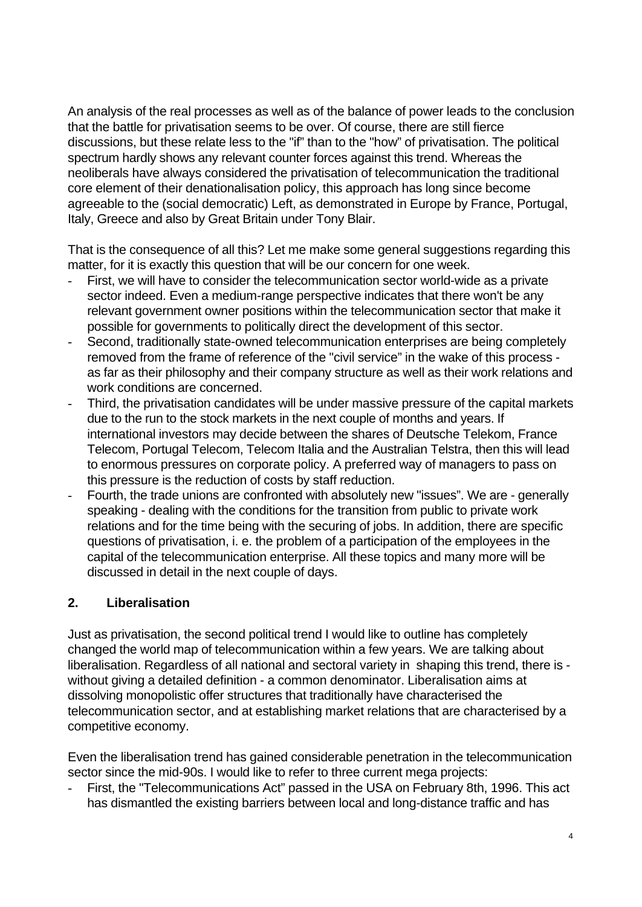An analysis of the real processes as well as of the balance of power leads to the conclusion that the battle for privatisation seems to be over. Of course, there are still fierce discussions, but these relate less to the "if" than to the "how" of privatisation. The political spectrum hardly shows any relevant counter forces against this trend. Whereas the neoliberals have always considered the privatisation of telecommunication the traditional core element of their denationalisation policy, this approach has long since become agreeable to the (social democratic) Left, as demonstrated in Europe by France, Portugal, Italy, Greece and also by Great Britain under Tony Blair.

That is the consequence of all this? Let me make some general suggestions regarding this matter, for it is exactly this question that will be our concern for one week.

- First, we will have to consider the telecommunication sector world-wide as a private sector indeed. Even a medium-range perspective indicates that there won't be any relevant government owner positions within the telecommunication sector that make it possible for governments to politically direct the development of this sector.
- Second, traditionally state-owned telecommunication enterprises are being completely removed from the frame of reference of the "civil service" in the wake of this process - as far as their philosophy and their company structure as well as their work relations and work conditions are concerned.
- Third, the privatisation candidates will be under massive pressure of the capital markets due to the run to the stock markets in the next couple of months and years. If international investors may decide between the shares of Deutsche Telekom, France Telecom, Portugal Telecom, Telecom Italia and the Australian Telstra, then this will lead to enormous pressures on corporate policy. A preferred way of managers to pass on this pressure is the reduction of costs by staff reduction.
- Fourth, the trade unions are confronted with absolutely new "issues". We are - generally speaking - dealing with the conditions for the transition from public to private work relations and for the time being with the securing of jobs. In addition, there are specific questions of privatisation, i. e. the problem of a participation of the employees in the capital of the telecommunication enterprise. All these topics and many more will be discussed in detail in the next couple of days.

## 2. Liberalisation

Just as privatisation, the second political trend I would like to outline has completely changed the world map of telecommunication within a few years. We are talking about liberalisation. Regardless of all national and sectoral variety in shaping this trend, there is - without giving a detailed definition - a common denominator. Liberalisation aims at dissolving monopolistic offer structures that traditionally have characterised the telecommunication sector, and at establishing market relations that are characterised by a competitive economy.

Even the liberalisation trend has gained considerable penetration in the telecommunication sector since the mid-90s. I would like to refer to three current mega projects:

- First, the "Telecommunications Act" passed in the USA on February 8th, 1996. This act has dismantled the existing barriers between local and long-distance traffic and has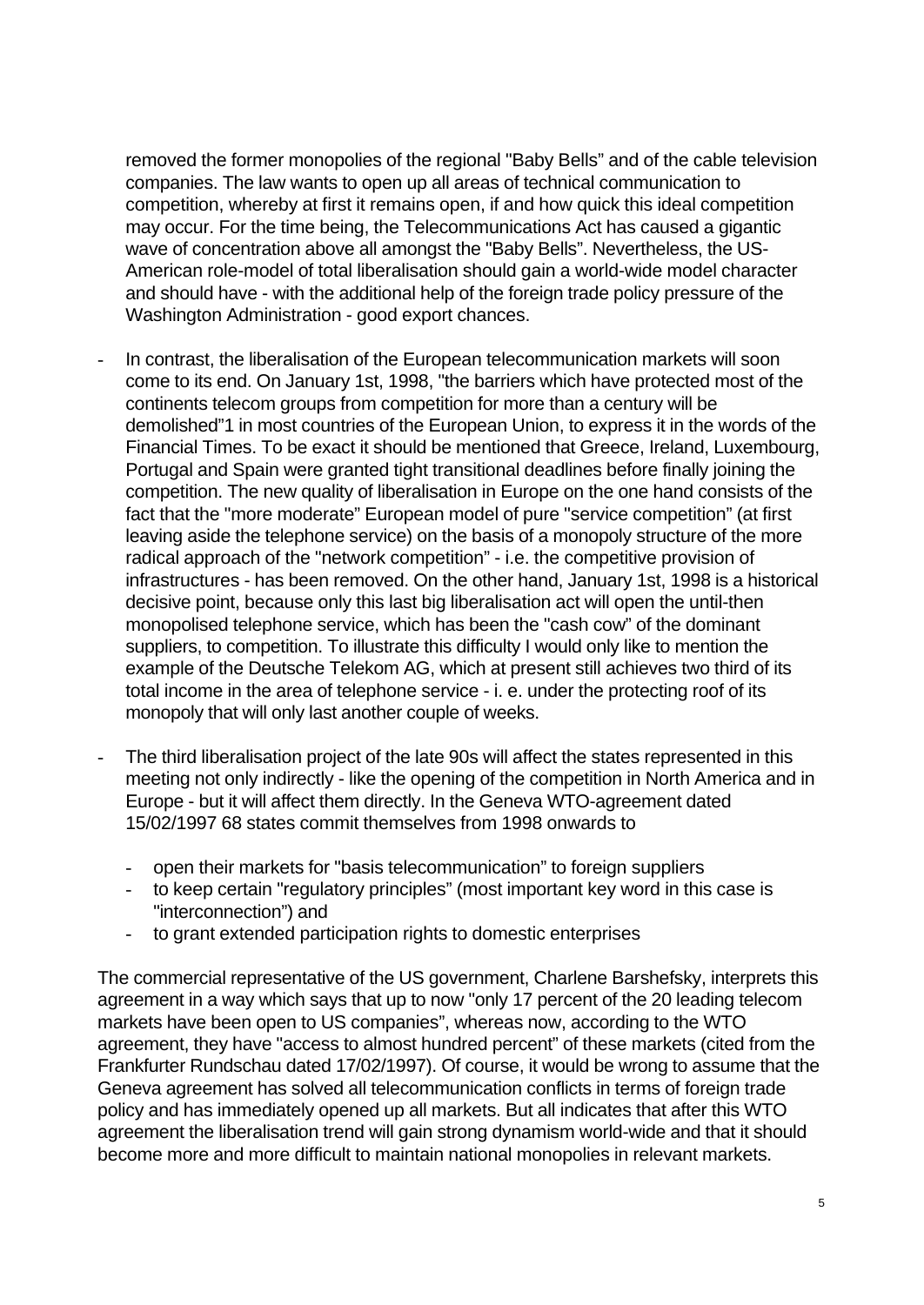removed the former monopolies of the regional "Baby Bells" and of the cable television companies. The law wants to open up all areas of technical communication to competition, whereby at first it remains open, if and how quick this ideal competition may occur. For the time being, the Telecommunications Act has caused a gigantic wave of concentration above all amongst the "Baby Bells". Nevertheless, the US-American role-model of total liberalisation should gain a world-wide model character and should have - with the additional help of the foreign trade policy pressure of the Washington Administration - good export chances.

- In contrast, the liberalisation of the European telecommunication markets will soon come to its end. On January 1st, 1998, "the barriers which have protected most of the continents telecom groups from competition for more than a century will be demolished"1 in most countries of the European Union, to express it in the words of the Financial Times. To be exact it should be mentioned that Greece, Ireland, Luxembourg, Portugal and Spain were granted tight transitional deadlines before finally joining the competition. The new quality of liberalisation in Europe on the one hand consists of the fact that the "more moderate" European model of pure "service competition" (at first leaving aside the telephone service) on the basis of a monopoly structure of the more radical approach of the "network competition" - i.e. the competitive provision of infrastructures - has been removed. On the other hand, January 1st, 1998 is a historical decisive point, because only this last big liberalisation act will open the until-then monopolised telephone service, which has been the "cash cow" of the dominant suppliers, to competition. To illustrate this difficulty I would only like to mention the example of the Deutsche Telekom AG, which at present still achieves two third of its total income in the area of telephone service - i. e. under the protecting roof of its monopoly that will only last another couple of weeks.

- The third liberalisation project of the late 90s will affect the states represented in this meeting not only indirectly - like the opening of the competition in North America and in Europe - but it will affect them directly. In the Geneva WTO-agreement dated 15/02/1997 68 states commit themselves from 1998 onwards to

  - open their markets for "basis telecommunication" to foreign suppliers
  - to keep certain "regulatory principles" (most important key word in this case is "interconnection") and
  - to grant extended participation rights to domestic enterprises

The commercial representative of the US government, Charlene Barshefsky, interprets this agreement in a way which says that up to now "only 17 percent of the 20 leading telecom markets have been open to US companies", whereas now, according to the WTO agreement, they have "access to almost hundred percent" of these markets (cited from the Frankfurter Rundschau dated 17/02/1997). Of course, it would be wrong to assume that the Geneva agreement has solved all telecommunication conflicts in terms of foreign trade policy and has immediately opened up all markets. But all indicates that after this WTO agreement the liberalisation trend will gain strong dynamism world-wide and that it should become more and more difficult to maintain national monopolies in relevant markets.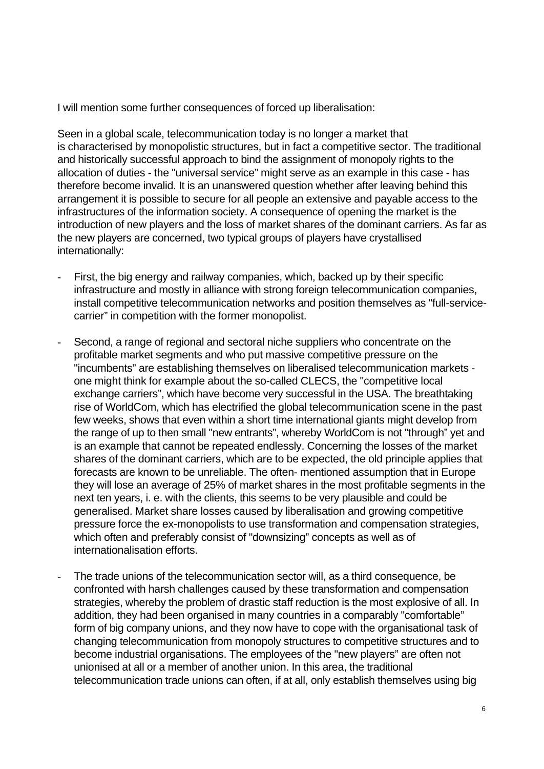I will mention some further consequences of forced up liberalisation:

Seen in a global scale, telecommunication today is no longer a market that is characterised by monopolistic structures, but in fact a competitive sector. The traditional and historically successful approach to bind the assignment of monopoly rights to the allocation of duties - the "universal service" might serve as an example in this case - has therefore become invalid. It is an unanswered question whether after leaving behind this arrangement it is possible to secure for all people an extensive and payable access to the infrastructures of the information society. A consequence of opening the market is the introduction of new players and the loss of market shares of the dominant carriers. As far as the new players are concerned, two typical groups of players have crystallised internationally:

- First, the big energy and railway companies, which, backed up by their specific infrastructure and mostly in alliance with strong foreign telecommunication companies, install competitive telecommunication networks and position themselves as "full-service-carrier" in competition with the former monopolist.

- Second, a range of regional and sectoral niche suppliers who concentrate on the profitable market segments and who put massive competitive pressure on the "incumbents" are establishing themselves on liberalised telecommunication markets - one might think for example about the so-called CLECS, the "competitive local exchange carriers", which have become very successful in the USA. The breathtaking rise of WorldCom, which has electrified the global telecommunication scene in the past few weeks, shows that even within a short time international giants might develop from the range of up to then small "new entrants", whereby WorldCom is not "through" yet and is an example that cannot be repeated endlessly. Concerning the losses of the market shares of the dominant carriers, which are to be expected, the old principle applies that forecasts are known to be unreliable. The often- mentioned assumption that in Europe they will lose an average of 25% of market shares in the most profitable segments in the next ten years, i. e. with the clients, this seems to be very plausible and could be generalised. Market share losses caused by liberalisation and growing competitive pressure force the ex-monopolists to use transformation and compensation strategies, which often and preferably consist of "downsizing" concepts as well as of internationalisation efforts.

- The trade unions of the telecommunication sector will, as a third consequence, be confronted with harsh challenges caused by these transformation and compensation strategies, whereby the problem of drastic staff reduction is the most explosive of all. In addition, they had been organised in many countries in a comparably "comfortable" form of big company unions, and they now have to cope with the organisational task of changing telecommunication from monopoly structures to competitive structures and to become industrial organisations. The employees of the "new players" are often not unionised at all or a member of another union. In this area, the traditional telecommunication trade unions can often, if at all, only establish themselves using big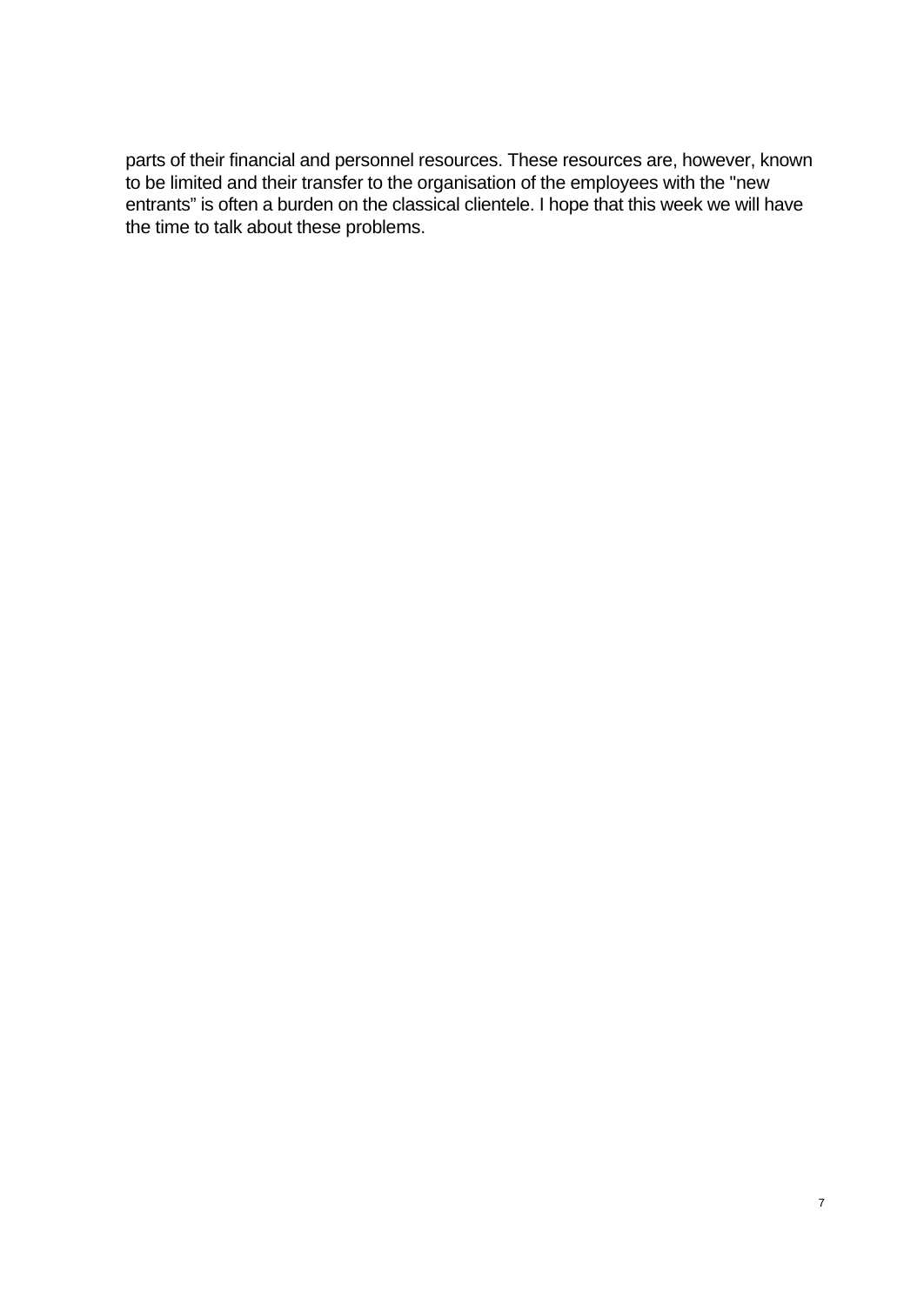parts of their financial and personnel resources. These resources are, however, known to be limited and their transfer to the organisation of the employees with the "new entrants" is often a burden on the classical clientele. I hope that this week we will have the time to talk about these problems.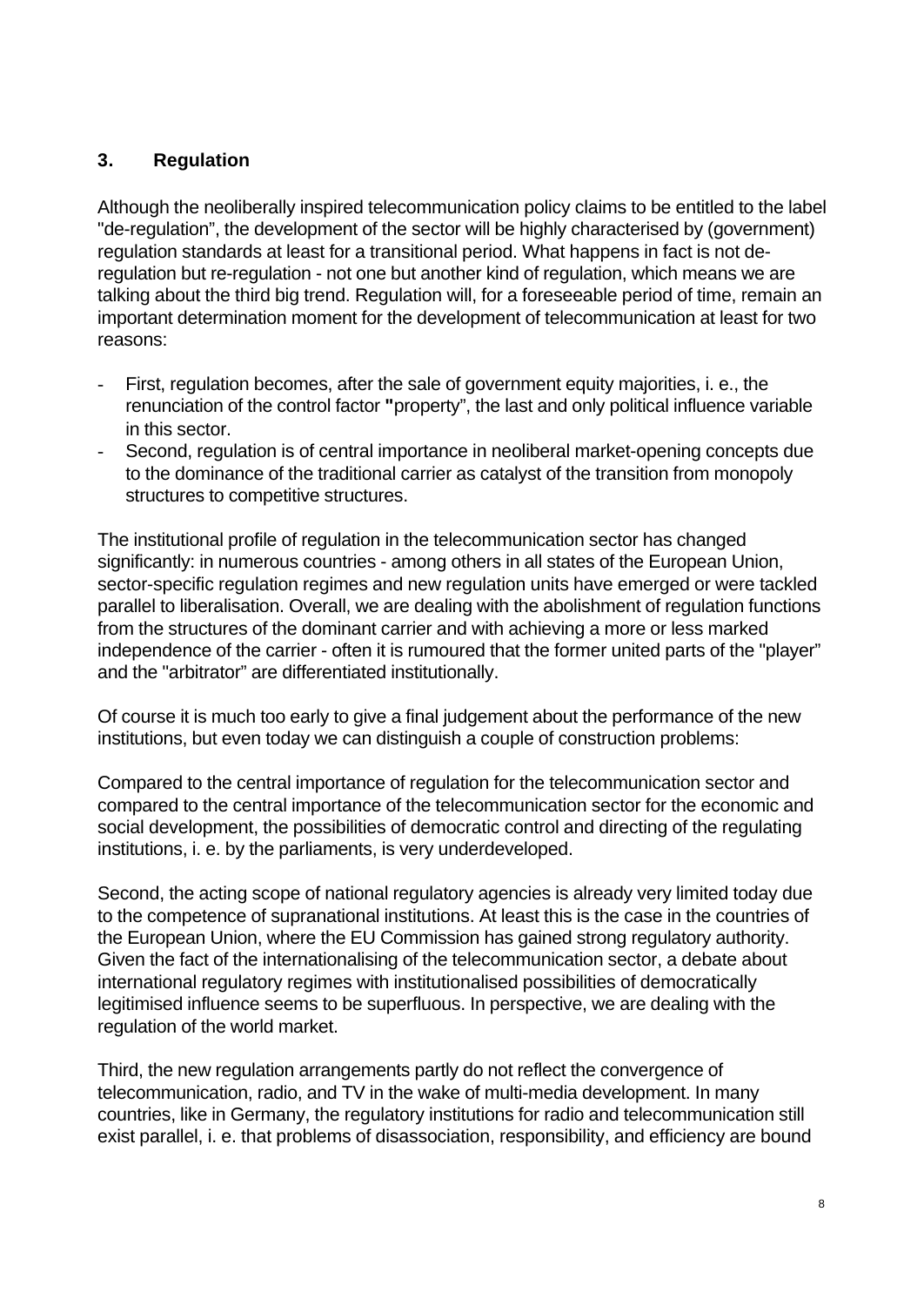## 3. Regulation

Although the neoliberally inspired telecommunication policy claims to be entitled to the label "de-regulation", the development of the sector will be highly characterised by (government) regulation standards at least for a transitional period. What happens in fact is not de-regulation but re-regulation - not one but another kind of regulation, which means we are talking about the third big trend. Regulation will, for a foreseeable period of time, remain an important determination moment for the development of telecommunication at least for two reasons:

- First, regulation becomes, after the sale of government equity majorities, i. e., the renunciation of the control factor **"**property", the last and only political influence variable in this sector.
- Second, regulation is of central importance in neoliberal market-opening concepts due to the dominance of the traditional carrier as catalyst of the transition from monopoly structures to competitive structures.

The institutional profile of regulation in the telecommunication sector has changed significantly: in numerous countries - among others in all states of the European Union, sector-specific regulation regimes and new regulation units have emerged or were tackled parallel to liberalisation. Overall, we are dealing with the abolishment of regulation functions from the structures of the dominant carrier and with achieving a more or less marked independence of the carrier - often it is rumoured that the former united parts of the "player" and the "arbitrator" are differentiated institutionally.

Of course it is much too early to give a final judgement about the performance of the new institutions, but even today we can distinguish a couple of construction problems:

Compared to the central importance of regulation for the telecommunication sector and compared to the central importance of the telecommunication sector for the economic and social development, the possibilities of democratic control and directing of the regulating institutions, i. e. by the parliaments, is very underdeveloped.

Second, the acting scope of national regulatory agencies is already very limited today due to the competence of supranational institutions. At least this is the case in the countries of the European Union, where the EU Commission has gained strong regulatory authority. Given the fact of the internationalising of the telecommunication sector, a debate about international regulatory regimes with institutionalised possibilities of democratically legitimised influence seems to be superfluous. In perspective, we are dealing with the regulation of the world market.

Third, the new regulation arrangements partly do not reflect the convergence of telecommunication, radio, and TV in the wake of multi-media development. In many countries, like in Germany, the regulatory institutions for radio and telecommunication still exist parallel, i. e. that problems of disassociation, responsibility, and efficiency are bound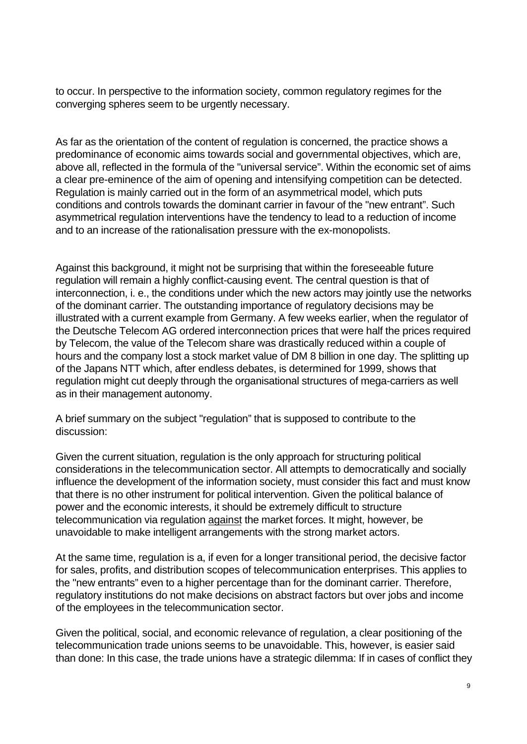to occur. In perspective to the information society, common regulatory regimes for the converging spheres seem to be urgently necessary.

As far as the orientation of the content of regulation is concerned, the practice shows a predominance of economic aims towards social and governmental objectives, which are, above all, reflected in the formula of the "universal service". Within the economic set of aims a clear pre-eminence of the aim of opening and intensifying competition can be detected. Regulation is mainly carried out in the form of an asymmetrical model, which puts conditions and controls towards the dominant carrier in favour of the "new entrant". Such asymmetrical regulation interventions have the tendency to lead to a reduction of income and to an increase of the rationalisation pressure with the ex-monopolists.

Against this background, it might not be surprising that within the foreseeable future regulation will remain a highly conflict-causing event. The central question is that of interconnection, i. e., the conditions under which the new actors may jointly use the networks of the dominant carrier. The outstanding importance of regulatory decisions may be illustrated with a current example from Germany. A few weeks earlier, when the regulator of the Deutsche Telecom AG ordered interconnection prices that were half the prices required by Telecom, the value of the Telecom share was drastically reduced within a couple of hours and the company lost a stock market value of DM 8 billion in one day. The splitting up of the Japans NTT which, after endless debates, is determined for 1999, shows that regulation might cut deeply through the organisational structures of mega-carriers as well as in their management autonomy.

A brief summary on the subject "regulation" that is supposed to contribute to the discussion:

Given the current situation, regulation is the only approach for structuring political considerations in the telecommunication sector. All attempts to democratically and socially influence the development of the information society, must consider this fact and must know that there is no other instrument for political intervention. Given the political balance of power and the economic interests, it should be extremely difficult to structure telecommunication via regulation <u>against</u> the market forces. It might, however, be unavoidable to make intelligent arrangements with the strong market actors.

At the same time, regulation is a, if even for a longer transitional period, the decisive factor for sales, profits, and distribution scopes of telecommunication enterprises. This applies to the "new entrants" even to a higher percentage than for the dominant carrier. Therefore, regulatory institutions do not make decisions on abstract factors but over jobs and income of the employees in the telecommunication sector.

Given the political, social, and economic relevance of regulation, a clear positioning of the telecommunication trade unions seems to be unavoidable. This, however, is easier said than done: In this case, the trade unions have a strategic dilemma: If in cases of conflict they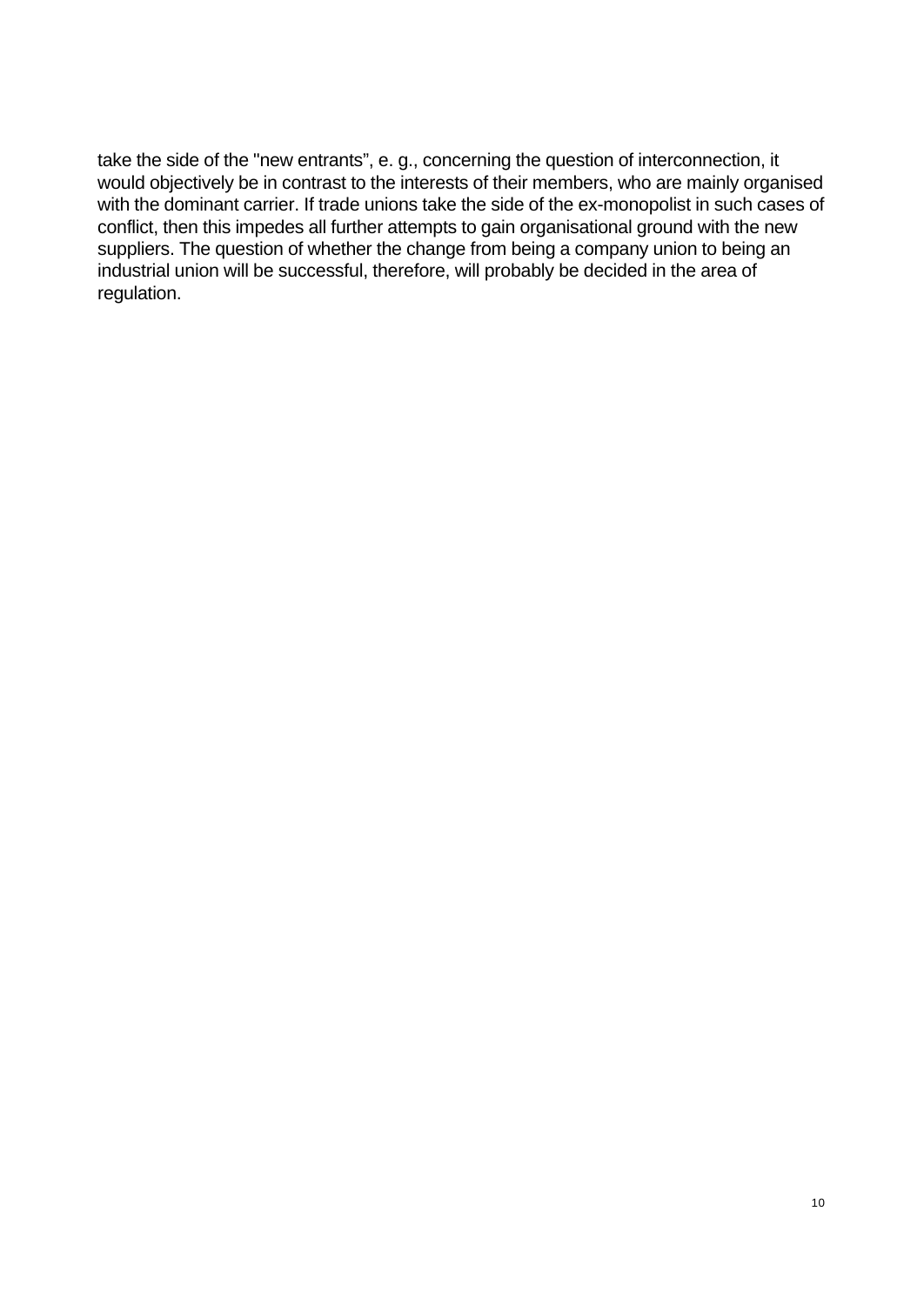take the side of the "new entrants", e. g., concerning the question of interconnection, it would objectively be in contrast to the interests of their members, who are mainly organised with the dominant carrier. If trade unions take the side of the ex-monopolist in such cases of conflict, then this impedes all further attempts to gain organisational ground with the new suppliers. The question of whether the change from being a company union to being an industrial union will be successful, therefore, will probably be decided in the area of regulation.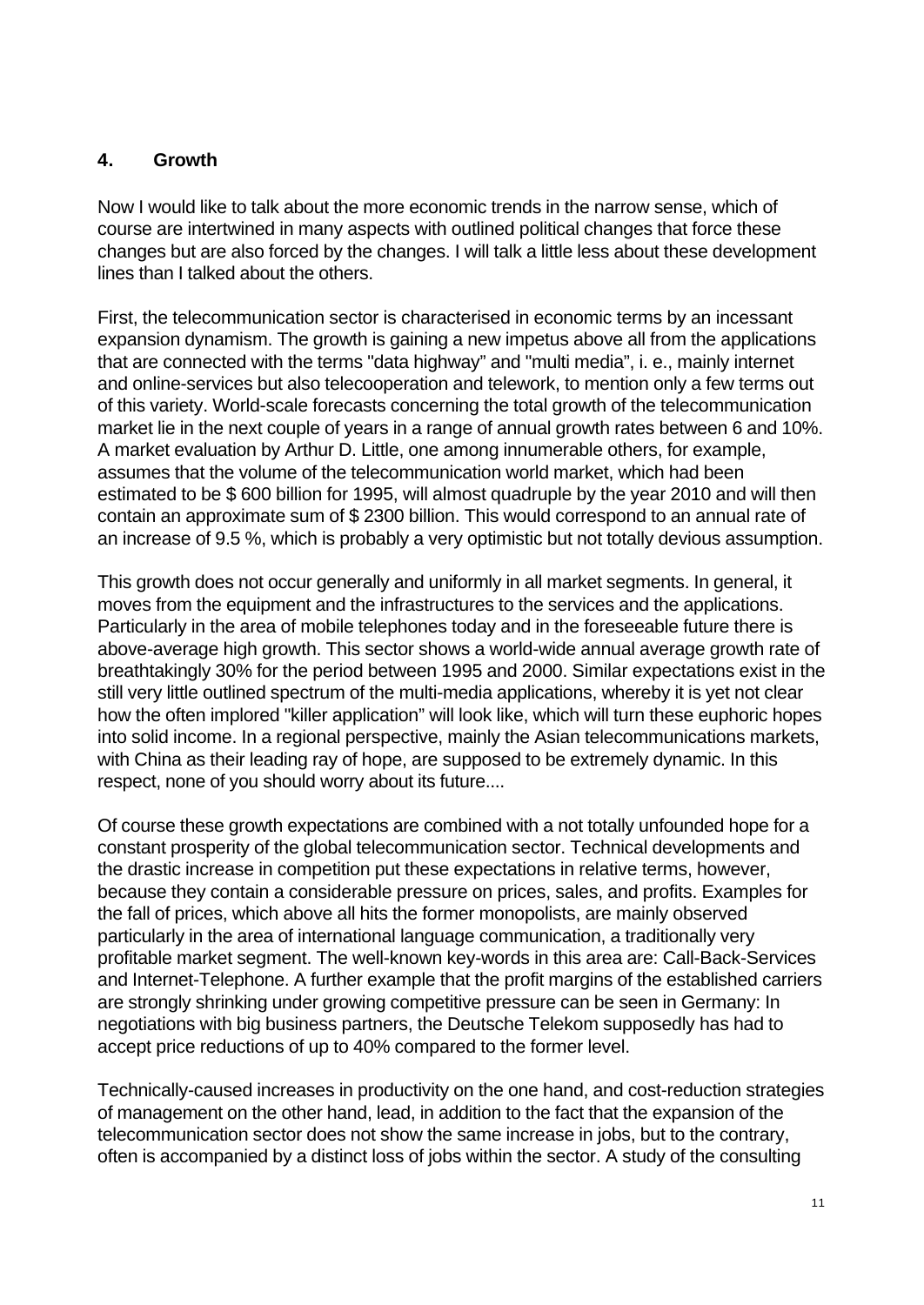## 4. Growth

Now I would like to talk about the more economic trends in the narrow sense, which of course are intertwined in many aspects with outlined political changes that force these changes but are also forced by the changes. I will talk a little less about these development lines than I talked about the others.

First, the telecommunication sector is characterised in economic terms by an incessant expansion dynamism. The growth is gaining a new impetus above all from the applications that are connected with the terms "data highway" and "multi media", i. e., mainly internet and online-services but also telecooperation and telework, to mention only a few terms out of this variety. World-scale forecasts concerning the total growth of the telecommunication market lie in the next couple of years in a range of annual growth rates between 6 and 10%. A market evaluation by Arthur D. Little, one among innumerable others, for example, assumes that the volume of the telecommunication world market, which had been estimated to be $ 600 billion for 1995, will almost quadruple by the year 2010 and will then contain an approximate sum of $ 2300 billion. This would correspond to an annual rate of an increase of 9.5 %, which is probably a very optimistic but not totally devious assumption.

This growth does not occur generally and uniformly in all market segments. In general, it moves from the equipment and the infrastructures to the services and the applications. Particularly in the area of mobile telephones today and in the foreseeable future there is above-average high growth. This sector shows a world-wide annual average growth rate of breathtakingly 30% for the period between 1995 and 2000. Similar expectations exist in the still very little outlined spectrum of the multi-media applications, whereby it is yet not clear how the often implored "killer application" will look like, which will turn these euphoric hopes into solid income. In a regional perspective, mainly the Asian telecommunications markets, with China as their leading ray of hope, are supposed to be extremely dynamic. In this respect, none of you should worry about its future....

Of course these growth expectations are combined with a not totally unfounded hope for a constant prosperity of the global telecommunication sector. Technical developments and the drastic increase in competition put these expectations in relative terms, however, because they contain a considerable pressure on prices, sales, and profits. Examples for the fall of prices, which above all hits the former monopolists, are mainly observed particularly in the area of international language communication, a traditionally very profitable market segment. The well-known key-words in this area are: Call-Back-Services and Internet-Telephone. A further example that the profit margins of the established carriers are strongly shrinking under growing competitive pressure can be seen in Germany: In negotiations with big business partners, the Deutsche Telekom supposedly has had to accept price reductions of up to 40% compared to the former level.

Technically-caused increases in productivity on the one hand, and cost-reduction strategies of management on the other hand, lead, in addition to the fact that the expansion of the telecommunication sector does not show the same increase in jobs, but to the contrary, often is accompanied by a distinct loss of jobs within the sector. A study of the consulting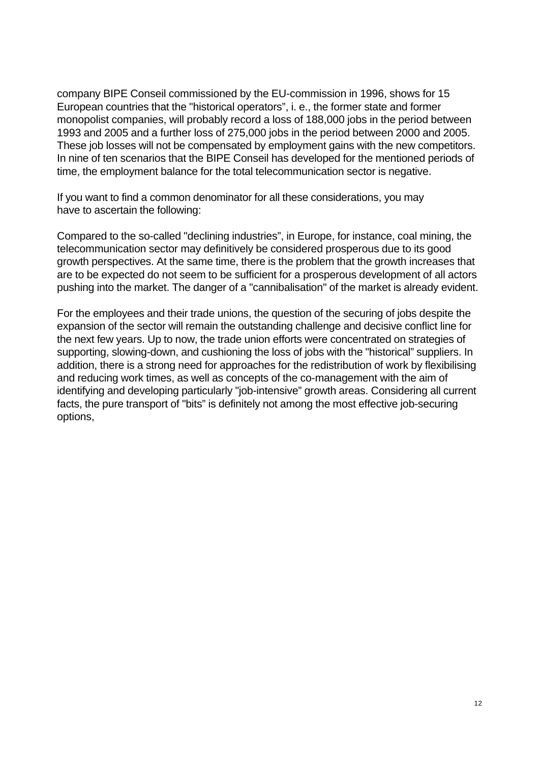company BIPE Conseil commissioned by the EU-commission in 1996, shows for 15 European countries that the "historical operators", i. e., the former state and former monopolist companies, will probably record a loss of 188,000 jobs in the period between 1993 and 2005 and a further loss of 275,000 jobs in the period between 2000 and 2005. These job losses will not be compensated by employment gains with the new competitors. In nine of ten scenarios that the BIPE Conseil has developed for the mentioned periods of time, the employment balance for the total telecommunication sector is negative.

If you want to find a common denominator for all these considerations, you may have to ascertain the following:

Compared to the so-called "declining industries", in Europe, for instance, coal mining, the telecommunication sector may definitively be considered prosperous due to its good growth perspectives. At the same time, there is the problem that the growth increases that are to be expected do not seem to be sufficient for a prosperous development of all actors pushing into the market. The danger of a "cannibalisation" of the market is already evident.

For the employees and their trade unions, the question of the securing of jobs despite the expansion of the sector will remain the outstanding challenge and decisive conflict line for the next few years. Up to now, the trade union efforts were concentrated on strategies of supporting, slowing-down, and cushioning the loss of jobs with the "historical" suppliers. In addition, there is a strong need for approaches for the redistribution of work by flexibilising and reducing work times, as well as concepts of the co-management with the aim of identifying and developing particularly "job-intensive" growth areas. Considering all current facts, the pure transport of "bits" is definitely not among the most effective job-securing options,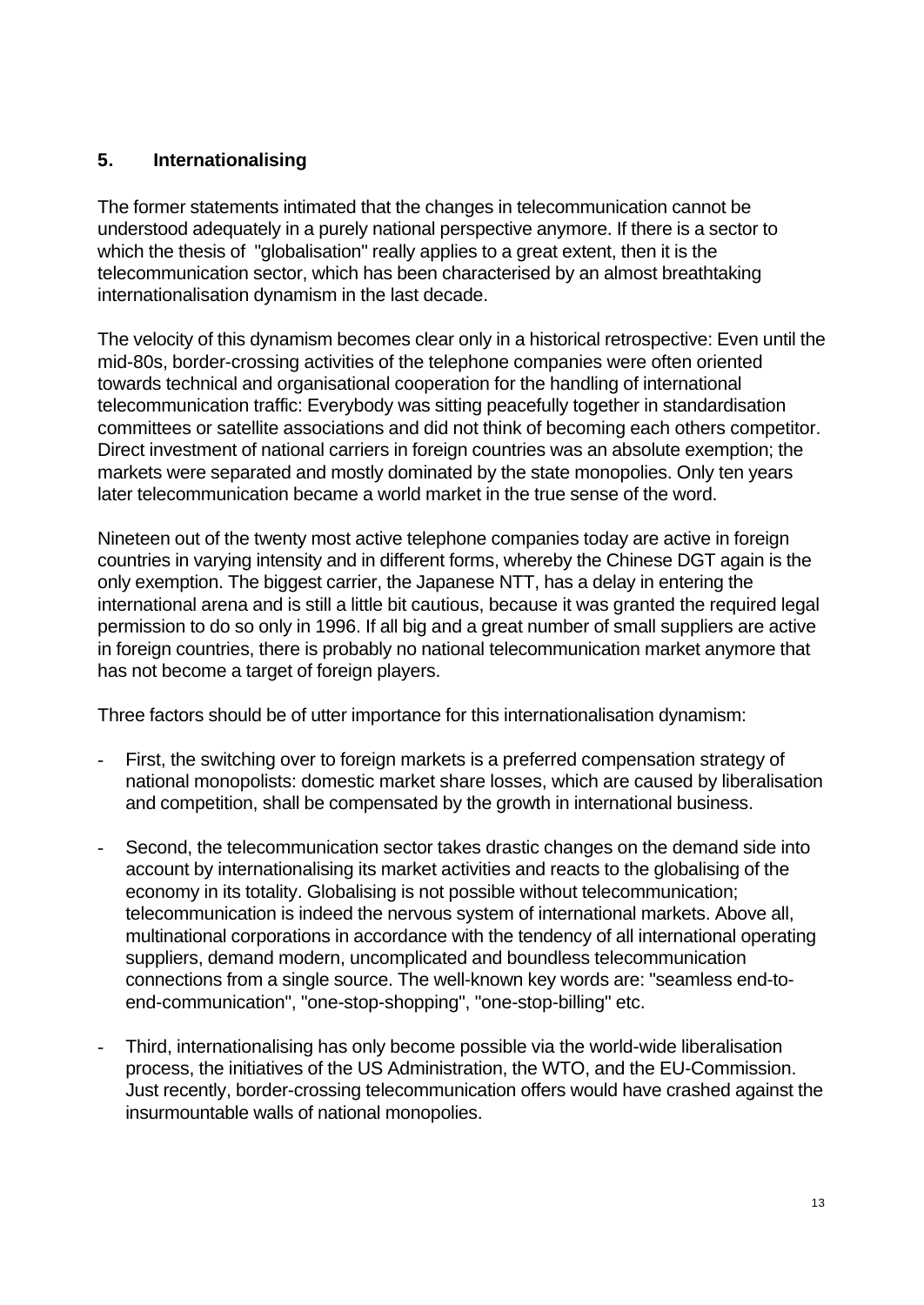## 5. Internationalising

The former statements intimated that the changes in telecommunication cannot be understood adequately in a purely national perspective anymore. If there is a sector to which the thesis of "globalisation" really applies to a great extent, then it is the telecommunication sector, which has been characterised by an almost breathtaking internationalisation dynamism in the last decade.

The velocity of this dynamism becomes clear only in a historical retrospective: Even until the mid-80s, border-crossing activities of the telephone companies were often oriented towards technical and organisational cooperation for the handling of international telecommunication traffic: Everybody was sitting peacefully together in standardisation committees or satellite associations and did not think of becoming each others competitor. Direct investment of national carriers in foreign countries was an absolute exemption; the markets were separated and mostly dominated by the state monopolies. Only ten years later telecommunication became a world market in the true sense of the word.

Nineteen out of the twenty most active telephone companies today are active in foreign countries in varying intensity and in different forms, whereby the Chinese DGT again is the only exemption. The biggest carrier, the Japanese NTT, has a delay in entering the international arena and is still a little bit cautious, because it was granted the required legal permission to do so only in 1996. If all big and a great number of small suppliers are active in foreign countries, there is probably no national telecommunication market anymore that has not become a target of foreign players.

Three factors should be of utter importance for this internationalisation dynamism:

- First, the switching over to foreign markets is a preferred compensation strategy of national monopolists: domestic market share losses, which are caused by liberalisation and competition, shall be compensated by the growth in international business.
- Second, the telecommunication sector takes drastic changes on the demand side into account by internationalising its market activities and reacts to the globalising of the economy in its totality. Globalising is not possible without telecommunication; telecommunication is indeed the nervous system of international markets. Above all, multinational corporations in accordance with the tendency of all international operating suppliers, demand modern, uncomplicated and boundless telecommunication connections from a single source. The well-known key words are: "seamless end-to-end-communication", "one-stop-shopping", "one-stop-billing" etc.
- Third, internationalising has only become possible via the world-wide liberalisation process, the initiatives of the US Administration, the WTO, and the EU-Commission. Just recently, border-crossing telecommunication offers would have crashed against the insurmountable walls of national monopolies.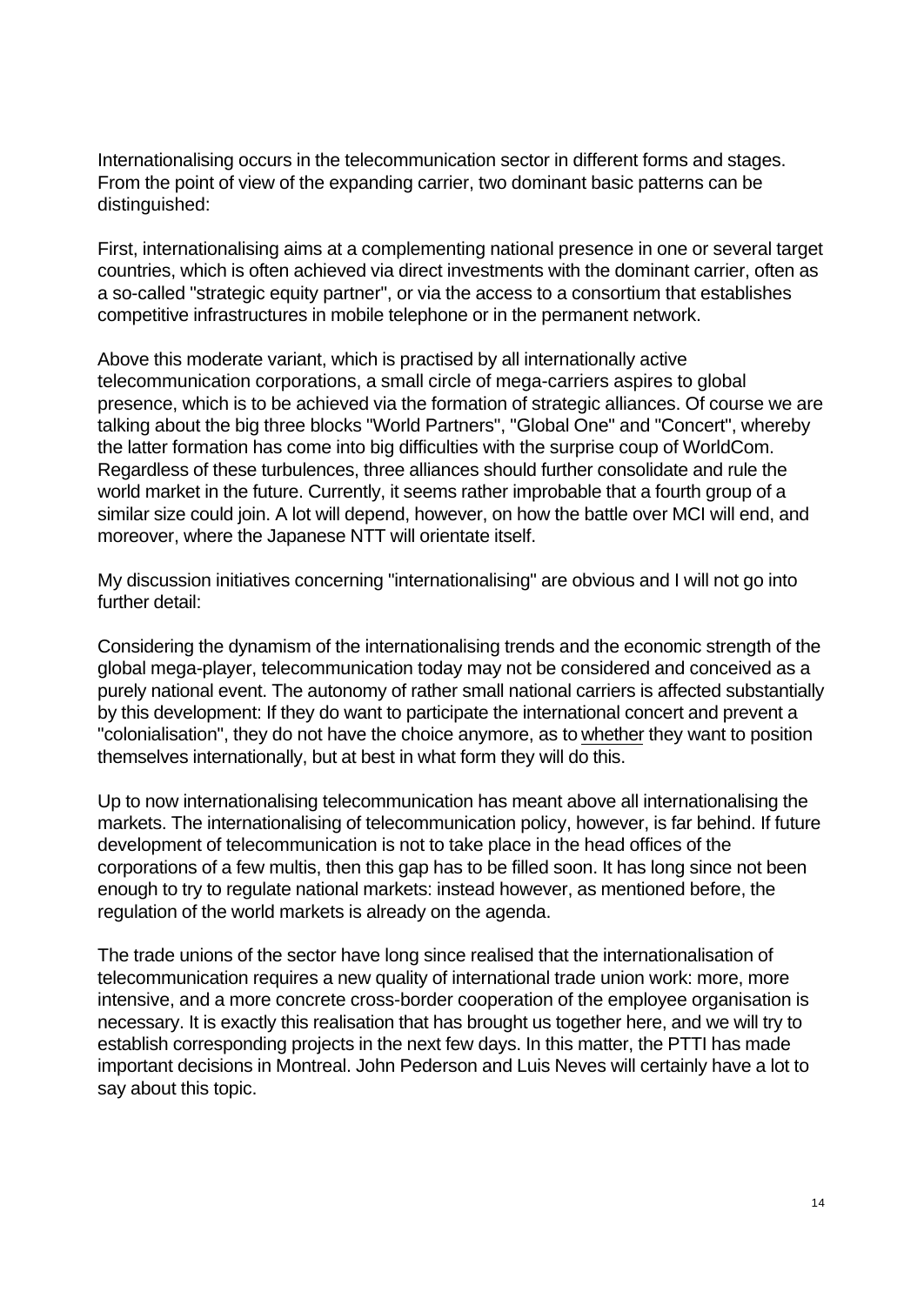Internationalising occurs in the telecommunication sector in different forms and stages. From the point of view of the expanding carrier, two dominant basic patterns can be distinguished:

First, internationalising aims at a complementing national presence in one or several target countries, which is often achieved via direct investments with the dominant carrier, often as a so-called "strategic equity partner", or via the access to a consortium that establishes competitive infrastructures in mobile telephone or in the permanent network.

Above this moderate variant, which is practised by all internationally active telecommunication corporations, a small circle of mega-carriers aspires to global presence, which is to be achieved via the formation of strategic alliances. Of course we are talking about the big three blocks "World Partners", "Global One" and "Concert", whereby the latter formation has come into big difficulties with the surprise coup of WorldCom. Regardless of these turbulences, three alliances should further consolidate and rule the world market in the future. Currently, it seems rather improbable that a fourth group of a similar size could join. A lot will depend, however, on how the battle over MCI will end, and moreover, where the Japanese NTT will orientate itself.

My discussion initiatives concerning "internationalising" are obvious and I will not go into further detail:

Considering the dynamism of the internationalising trends and the economic strength of the global mega-player, telecommunication today may not be considered and conceived as a purely national event. The autonomy of rather small national carriers is affected substantially by this development: If they do want to participate the international concert and prevent a "colonialisation", they do not have the choice anymore, as to whether they want to position themselves internationally, but at best in what form they will do this.

Up to now internationalising telecommunication has meant above all internationalising the markets. The internationalising of telecommunication policy, however, is far behind. If future development of telecommunication is not to take place in the head offices of the corporations of a few multis, then this gap has to be filled soon. It has long since not been enough to try to regulate national markets: instead however, as mentioned before, the regulation of the world markets is already on the agenda.

The trade unions of the sector have long since realised that the internationalisation of telecommunication requires a new quality of international trade union work: more, more intensive, and a more concrete cross-border cooperation of the employee organisation is necessary. It is exactly this realisation that has brought us together here, and we will try to establish corresponding projects in the next few days. In this matter, the PTTI has made important decisions in Montreal. John Pederson and Luis Neves will certainly have a lot to say about this topic.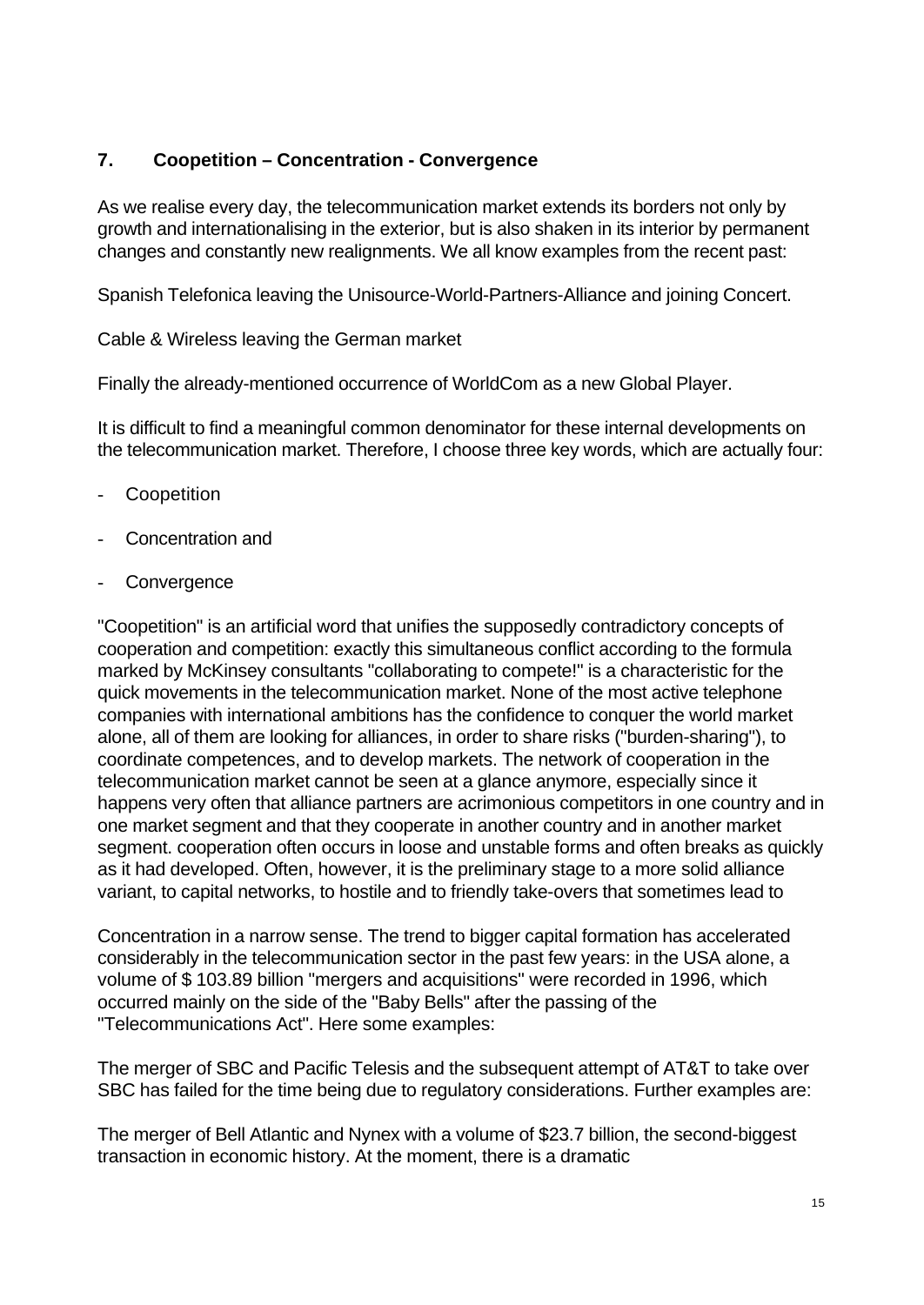## 7. Coopetition – Concentration - Convergence

As we realise every day, the telecommunication market extends its borders not only by growth and internationalising in the exterior, but is also shaken in its interior by permanent changes and constantly new realignments. We all know examples from the recent past:

Spanish Telefonica leaving the Unisource-World-Partners-Alliance and joining Concert.

Cable & Wireless leaving the German market

Finally the already-mentioned occurrence of WorldCom as a new Global Player.

It is difficult to find a meaningful common denominator for these internal developments on the telecommunication market. Therefore, I choose three key words, which are actually four:

- Coopetition
- Concentration and
- Convergence

"Coopetition" is an artificial word that unifies the supposedly contradictory concepts of cooperation and competition: exactly this simultaneous conflict according to the formula marked by McKinsey consultants "collaborating to compete!" is a characteristic for the quick movements in the telecommunication market. None of the most active telephone companies with international ambitions has the confidence to conquer the world market alone, all of them are looking for alliances, in order to share risks ("burden-sharing"), to coordinate competences, and to develop markets. The network of cooperation in the telecommunication market cannot be seen at a glance anymore, especially since it happens very often that alliance partners are acrimonious competitors in one country and in one market segment and that they cooperate in another country and in another market segment. cooperation often occurs in loose and unstable forms and often breaks as quickly as it had developed. Often, however, it is the preliminary stage to a more solid alliance variant, to capital networks, to hostile and to friendly take-overs that sometimes lead to

Concentration in a narrow sense. The trend to bigger capital formation has accelerated considerably in the telecommunication sector in the past few years: in the USA alone, a volume of $ 103.89 billion "mergers and acquisitions" were recorded in 1996, which occurred mainly on the side of the "Baby Bells" after the passing of the "Telecommunications Act". Here some examples:

The merger of SBC and Pacific Telesis and the subsequent attempt of AT&T to take over SBC has failed for the time being due to regulatory considerations. Further examples are:

The merger of Bell Atlantic and Nynex with a volume of $23.7 billion, the second-biggest transaction in economic history. At the moment, there is a dramatic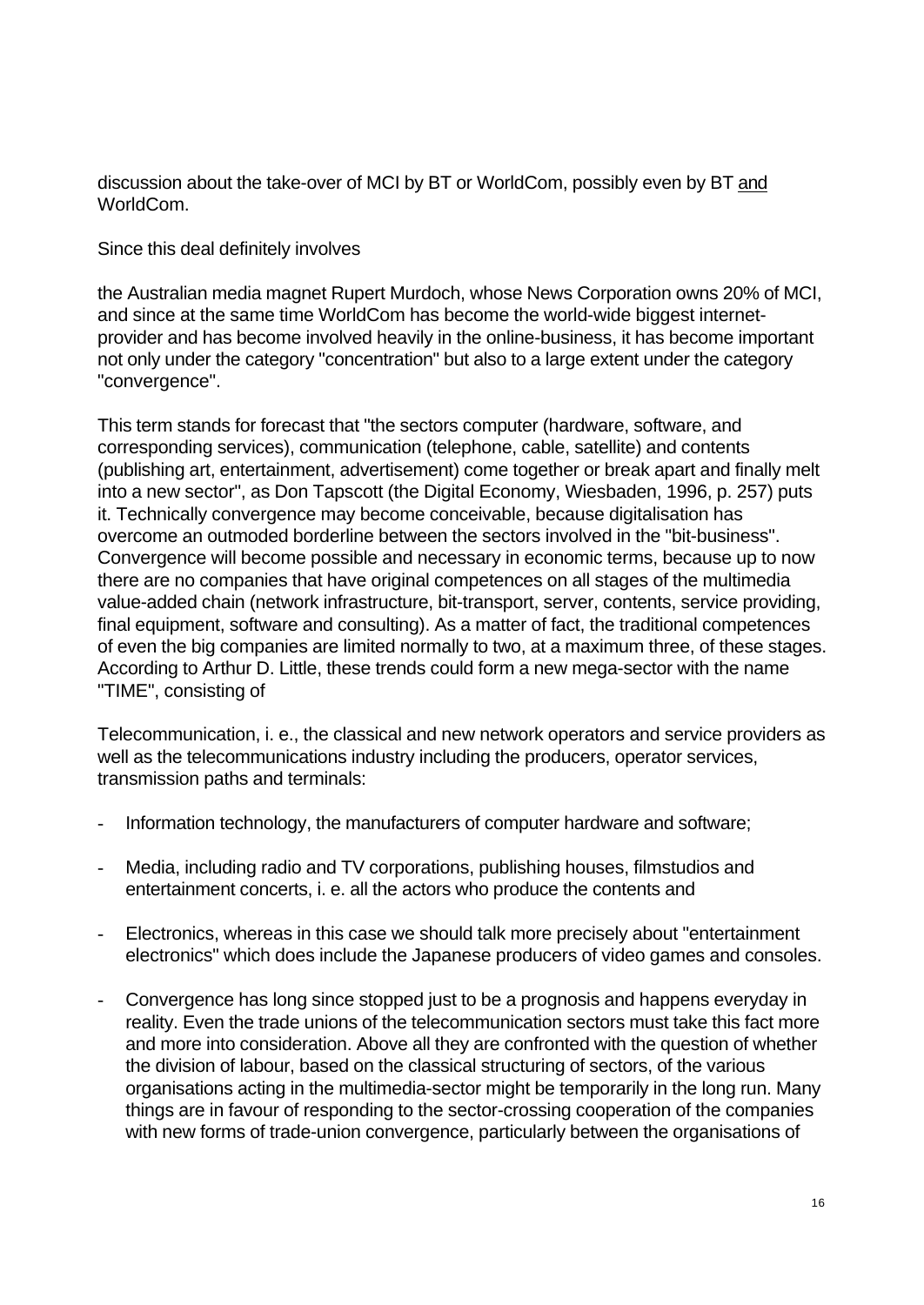discussion about the take-over of MCI by BT or WorldCom, possibly even by BT <u>and</u> WorldCom.

Since this deal definitely involves

the Australian media magnet Rupert Murdoch, whose News Corporation owns 20% of MCI, and since at the same time WorldCom has become the world-wide biggest internet-provider and has become involved heavily in the online-business, it has become important not only under the category "concentration" but also to a large extent under the category "convergence".

This term stands for forecast that "the sectors computer (hardware, software, and corresponding services), communication (telephone, cable, satellite) and contents (publishing art, entertainment, advertisement) come together or break apart and finally melt into a new sector", as Don Tapscott (the Digital Economy, Wiesbaden, 1996, p. 257) puts it. Technically convergence may become conceivable, because digitalisation has overcome an outmoded borderline between the sectors involved in the "bit-business". Convergence will become possible and necessary in economic terms, because up to now there are no companies that have original competences on all stages of the multimedia value-added chain (network infrastructure, bit-transport, server, contents, service providing, final equipment, software and consulting). As a matter of fact, the traditional competences of even the big companies are limited normally to two, at a maximum three, of these stages. According to Arthur D. Little, these trends could form a new mega-sector with the name "TIME", consisting of

Telecommunication, i. e., the classical and new network operators and service providers as well as the telecommunications industry including the producers, operator services, transmission paths and terminals:

- Information technology, the manufacturers of computer hardware and software;
- Media, including radio and TV corporations, publishing houses, filmstudios and entertainment concerts, i. e. all the actors who produce the contents and
- Electronics, whereas in this case we should talk more precisely about "entertainment electronics" which does include the Japanese producers of video games and consoles.
- Convergence has long since stopped just to be a prognosis and happens everyday in reality. Even the trade unions of the telecommunication sectors must take this fact more and more into consideration. Above all they are confronted with the question of whether the division of labour, based on the classical structuring of sectors, of the various organisations acting in the multimedia-sector might be temporarily in the long run. Many things are in favour of responding to the sector-crossing cooperation of the companies with new forms of trade-union convergence, particularly between the organisations of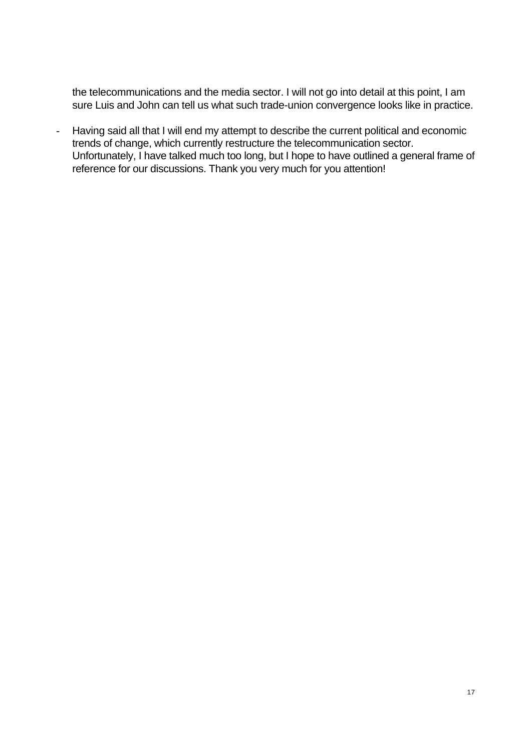the telecommunications and the media sector. I will not go into detail at this point, I am sure Luis and John can tell us what such trade-union convergence looks like in practice.

- Having said all that I will end my attempt to describe the current political and economic trends of change, which currently restructure the telecommunication sector. Unfortunately, I have talked much too long, but I hope to have outlined a general frame of reference for our discussions. Thank you very much for you attention!